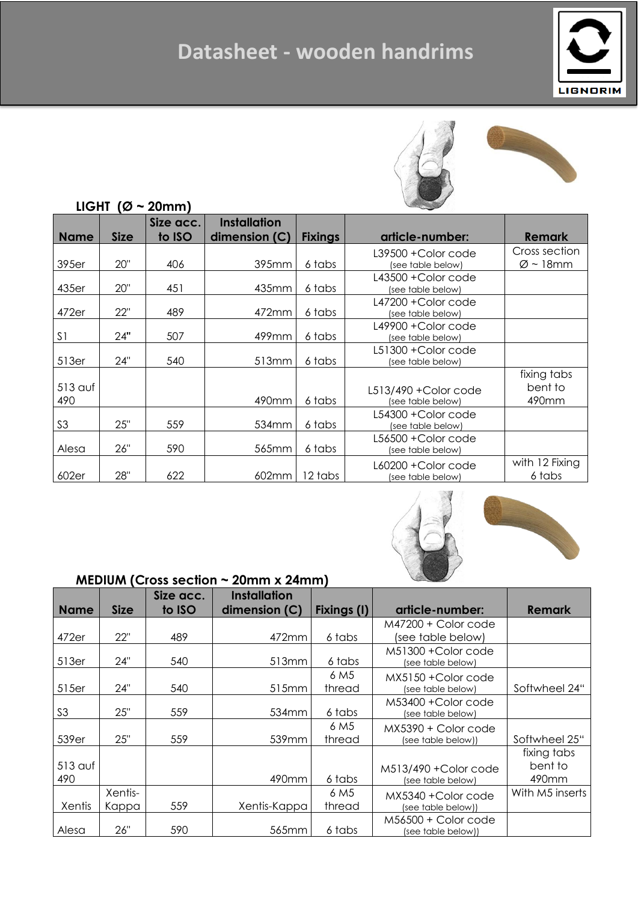# Datasheet - wooden handrims

LIGNORIM

**LIGHT (Ø ~ 20mm)**

| Name | Size | Size acc. to ISO | Installation dimension (C) | Fixings | article-number: | Remark |
|---|---|---|---|---|---|---|
| 395er | 20" | 406 | 395mm | 6 tabs | L39500 +Color code (see table below) | Cross section Ø ~ 18mm |
| 435er | 20" | 451 | 435mm | 6 tabs | L43500 +Color code (see table below) | |
| 472er | 22" | 489 | 472mm | 6 tabs | L47200 +Color code (see table below) | |
| S1 | 24" | 507 | 499mm | 6 tabs | L49900 +Color code (see table below) | |
| 513er | 24" | 540 | 513mm | 6 tabs | L51300 +Color code (see table below) | |
| 513 auf 490 | | | 490mm | 6 tabs | L513/490 +Color code (see table below) | fixing tabs bent to 490mm |
| S3 | 25" | 559 | 534mm | 6 tabs | L54300 +Color code (see table below) | |
| Alesa | 26" | 590 | 565mm | 6 tabs | L56500 +Color code (see table below) | |
| 602er | 28" | 622 | 602mm | 12 tabs | L60200 +Color code (see table below) | with 12 Fixing 6 tabs |

**MEDIUM (Cross section ~ 20mm x 24mm)**

| Name | Size | Size acc. to ISO | Installation dimension (C) | Fixings (I) | article-number: | Remark |
|---|---|---|---|---|---|---|
| 472er | 22" | 489 | 472mm | 6 tabs | M47200 + Color code (see table below) | |
| 513er | 24" | 540 | 513mm | 6 tabs | M51300 +Color code (see table below) | |
| 515er | 24" | 540 | 515mm | 6 M5 thread | MX5150 +Color code (see table below) | Softwheel 24" |
| S3 | 25" | 559 | 534mm | 6 tabs | M53400 +Color code (see table below) | |
| 539er | 25" | 559 | 539mm | 6 M5 thread | MX5390 + Color code (see table below)) | Softwheel 25" |
| 513 auf 490 | | | 490mm | 6 tabs | M513/490 +Color code (see table below) | fixing tabs bent to 490mm |
| Xentis | Xentis-Kappa | 559 | Xentis-Kappa | 6 M5 thread | MX5340 +Color code (see table below)) | With M5 inserts |
| Alesa | 26" | 590 | 565mm | 6 tabs | M56500 + Color code (see table below)) | |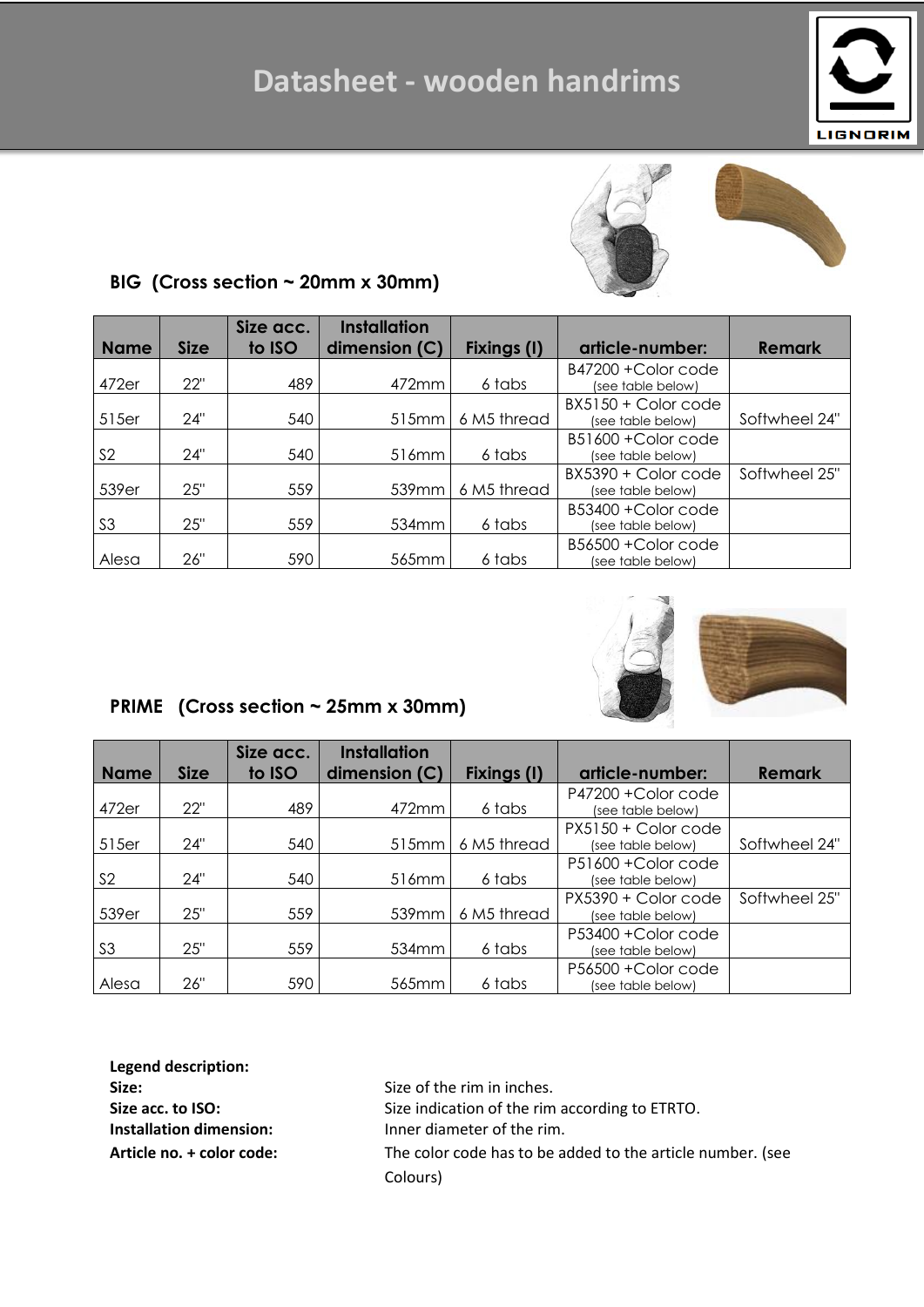# Datasheet - wooden handrims

### BIG (Cross section ~ 20mm x 30mm)

| Name | Size | Size acc. to ISO | Installation dimension (C) | Fixings (I) | article-number: | Remark |
|---|---|---|---|---|---|---|
| 472er | 22" | 489 | 472mm | 6 tabs | B47200 +Color code (see table below) | |
| 515er | 24" | 540 | 515mm | 6 M5 thread | BX5150 + Color code (see table below) | Softwheel 24" |
| S2 | 24" | 540 | 516mm | 6 tabs | B51600 +Color code (see table below) | |
| 539er | 25" | 559 | 539mm | 6 M5 thread | BX5390 + Color code (see table below) | Softwheel 25" |
| S3 | 25" | 559 | 534mm | 6 tabs | B53400 +Color code (see table below) | |
| Alesa | 26" | 590 | 565mm | 6 tabs | B56500 +Color code (see table below) | |

### PRIME (Cross section ~ 25mm x 30mm)

| Name | Size | Size acc. to ISO | Installation dimension (C) | Fixings (I) | article-number: | Remark |
|---|---|---|---|---|---|---|
| 472er | 22" | 489 | 472mm | 6 tabs | P47200 +Color code (see table below) | |
| 515er | 24" | 540 | 515mm | 6 M5 thread | PX5150 + Color code (see table below) | Softwheel 24" |
| S2 | 24" | 540 | 516mm | 6 tabs | P51600 +Color code (see table below) | |
| 539er | 25" | 559 | 539mm | 6 M5 thread | PX5390 + Color code (see table below) | Softwheel 25" |
| S3 | 25" | 559 | 534mm | 6 tabs | P53400 +Color code (see table below) | |
| Alesa | 26" | 590 | 565mm | 6 tabs | P56500 +Color code (see table below) | |

**Legend description:**

**Size:** Size of the rim in inches.

**Size acc. to ISO:** Size indication of the rim according to ETRTO.

**Installation dimension:** Inner diameter of the rim.

**Article no. + color code:** The color code has to be added to the article number. (see Colours)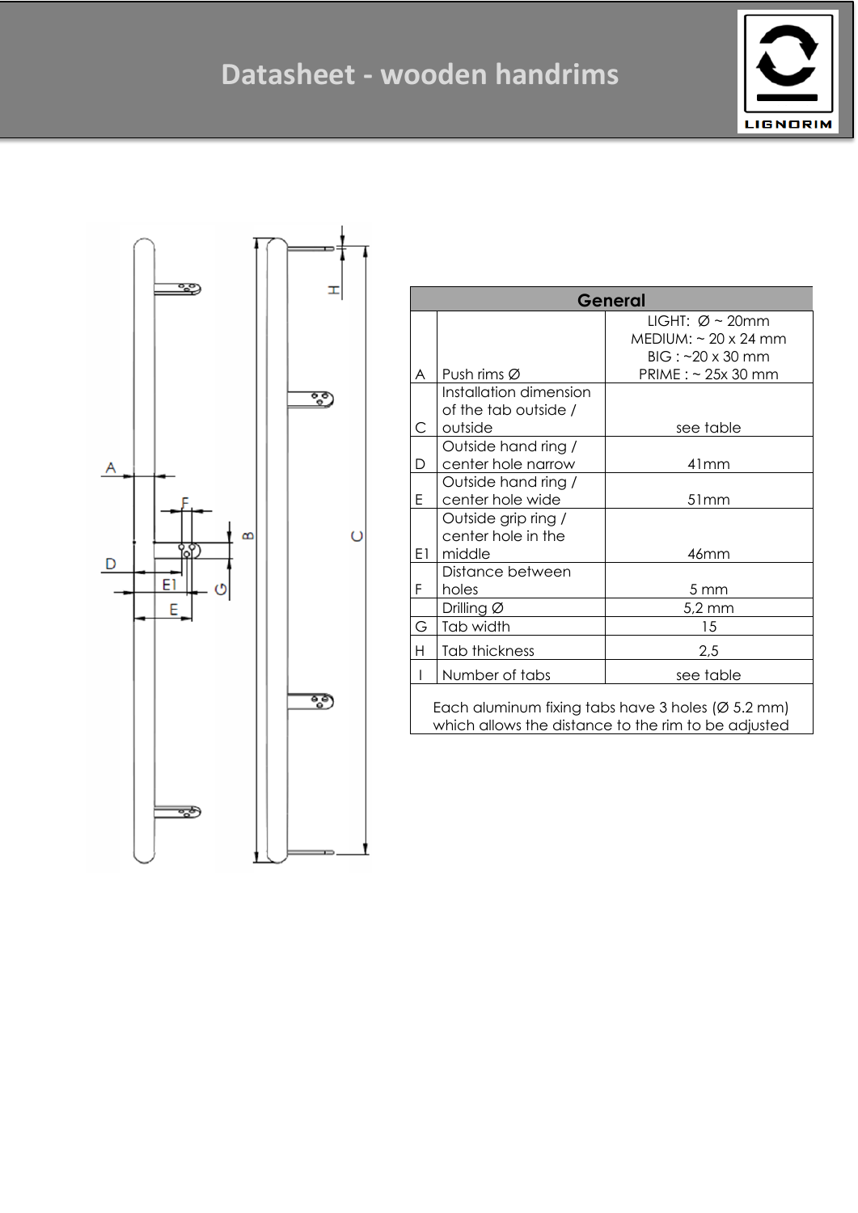# Datasheet - wooden handrims

| | General | |
|---|---|---|
| A | Push rims Ø | LIGHT: Ø ~ 20mm<br>MEDIUM: ~ 20 x 24 mm<br>BIG : ~20 x 30 mm<br>PRIME : ~ 25x 30 mm |
| C | Installation dimension of the tab outside / outside | see table |
| D | Outside hand ring / center hole narrow | 41mm |
| E | Outside hand ring / center hole wide | 51mm |
| E1 | Outside grip ring / center hole in the middle | 46mm |
| F | Distance between holes | 5 mm |
| | Drilling Ø | 5,2 mm |
| G | Tab width | 15 |
| H | Tab thickness | 2,5 |
| I | Number of tabs | see table |

Each aluminum fixing tabs have 3 holes (Ø 5.2 mm) which allows the distance to the rim to be adjusted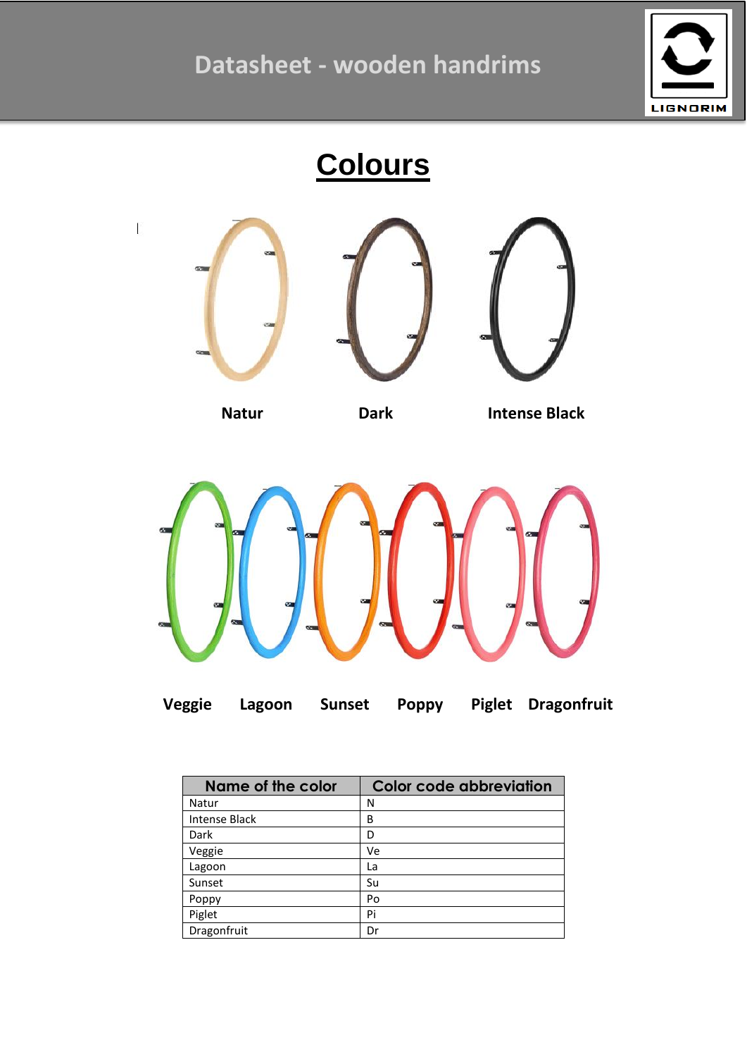# Datasheet - wooden handrims

LIGNORIM

## Colours

Natur Dark Intense Black

Veggie Lagoon Sunset Poppy Piglet Dragonfruit

| Name of the color | Color code abbreviation |
|---|---|
| Natur | N |
| Intense Black | B |
| Dark | D |
| Veggie | Ve |
| Lagoon | La |
| Sunset | Su |
| Poppy | Po |
| Piglet | Pi |
| Dragonfruit | Dr |